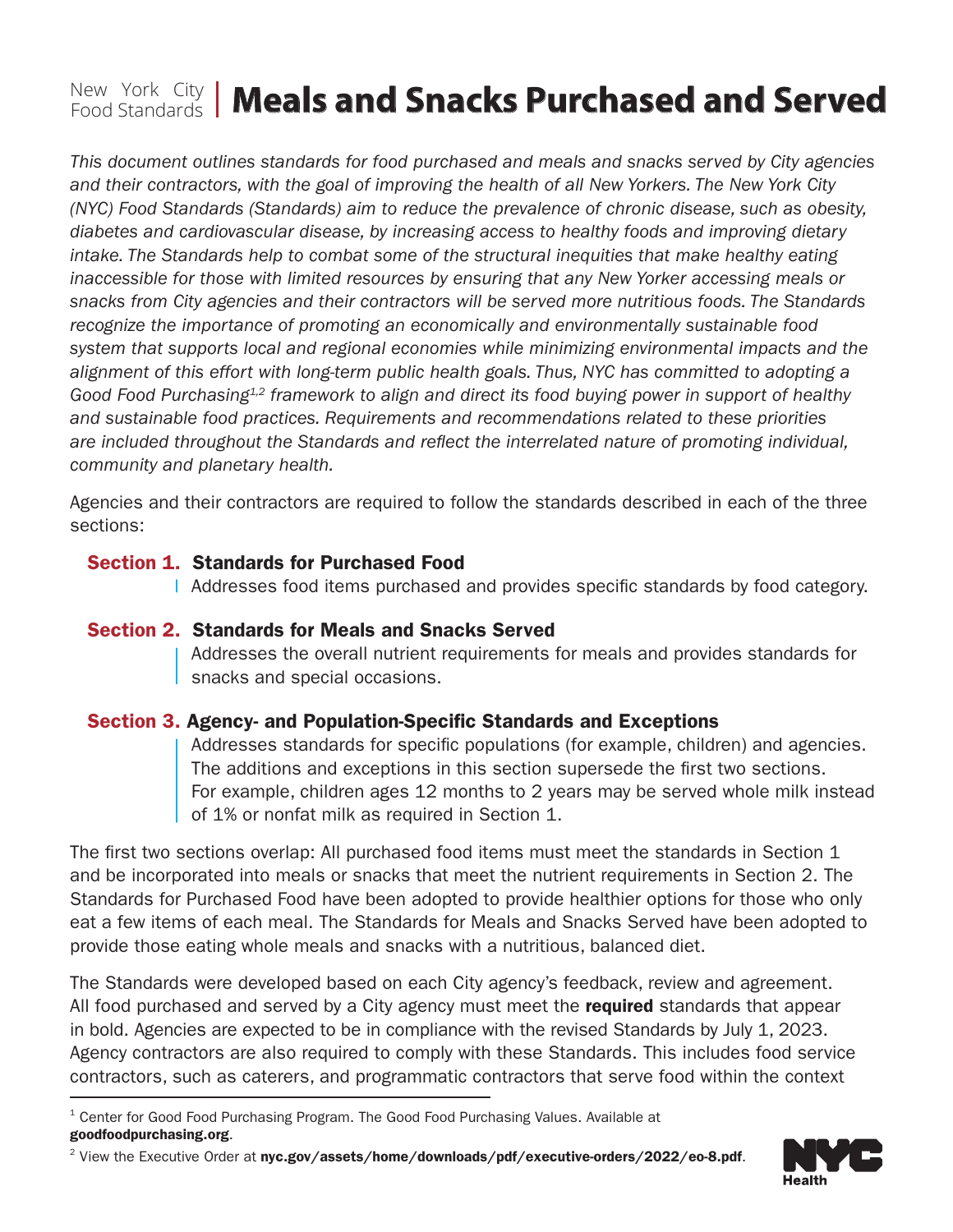New York City Food Standards | # Meals and Snacks Purchased and Served

*This document outlines standards for food purchased and meals and snacks served by City agencies and their contractors, with the goal of improving the health of all New Yorkers. The New York City (NYC) Food Standards (Standards) aim to reduce the prevalence of chronic disease, such as obesity, diabetes and cardiovascular disease, by increasing access to healthy foods and improving dietary intake. The Standards help to combat some of the structural inequities that make healthy eating inaccessible for those with limited resources by ensuring that any New Yorker accessing meals or snacks from City agencies and their contractors will be served more nutritious foods. The Standards recognize the importance of promoting an economically and environmentally sustainable food system that supports local and regional economies while minimizing environmental impacts and the alignment of this effort with long-term public health goals. Thus, NYC has committed to adopting a Good Food Purchasing[1,2] framework to align and direct its food buying power in support of healthy and sustainable food practices. Requirements and recommendations related to these priorities are included throughout the Standards and reflect the interrelated nature of promoting individual, community and planetary health.*

Agencies and their contractors are required to follow the standards described in each of the three sections:

**Section 1. Standards for Purchased Food**

Addresses food items purchased and provides specific standards by food category.

**Section 2. Standards for Meals and Snacks Served**

Addresses the overall nutrient requirements for meals and provides standards for snacks and special occasions.

**Section 3. Agency- and Population-Specific Standards and Exceptions**

Addresses standards for specific populations (for example, children) and agencies. The additions and exceptions in this section supersede the first two sections. For example, children ages 12 months to 2 years may be served whole milk instead of 1% or nonfat milk as required in Section 1.

The first two sections overlap: All purchased food items must meet the standards in Section 1 and be incorporated into meals or snacks that meet the nutrient requirements in Section 2. The Standards for Purchased Food have been adopted to provide healthier options for those who only eat a few items of each meal. The Standards for Meals and Snacks Served have been adopted to provide those eating whole meals and snacks with a nutritious, balanced diet.

The Standards were developed based on each City agency's feedback, review and agreement. All food purchased and served by a City agency must meet the **required** standards that appear in bold. Agencies are expected to be in compliance with the revised Standards by July 1, 2023. Agency contractors are also required to comply with these Standards. This includes food service contractors, such as caterers, and programmatic contractors that serve food within the context

---

[1] Center for Good Food Purchasing Program. The Good Food Purchasing Values. Available at **goodfoodpurchasing.org**.

[2] View the Executive Order at **nyc.gov/assets/home/downloads/pdf/executive-orders/2022/eo-8.pdf**.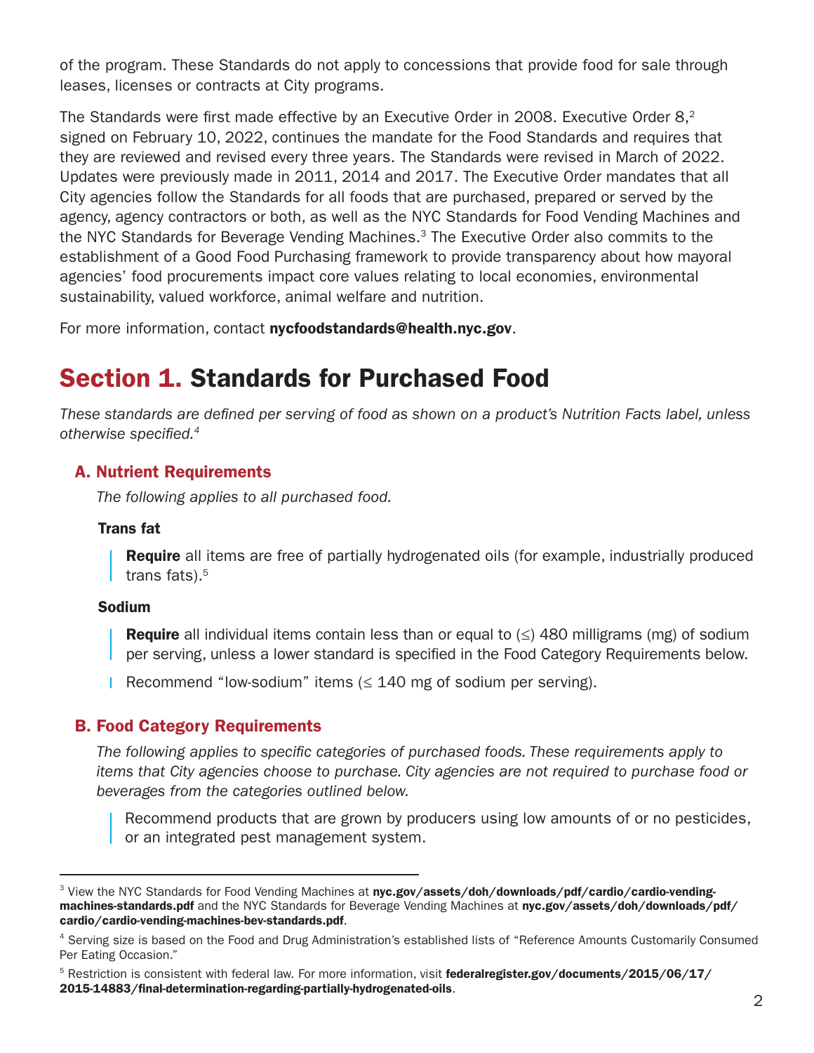of the program. These Standards do not apply to concessions that provide food for sale through leases, licenses or contracts at City programs.

The Standards were first made effective by an Executive Order in 2008. Executive Order 8,[2] signed on February 10, 2022, continues the mandate for the Food Standards and requires that they are reviewed and revised every three years. The Standards were revised in March of 2022. Updates were previously made in 2011, 2014 and 2017. The Executive Order mandates that all City agencies follow the Standards for all foods that are purchased, prepared or served by the agency, agency contractors or both, as well as the NYC Standards for Food Vending Machines and the NYC Standards for Beverage Vending Machines.[3] The Executive Order also commits to the establishment of a Good Food Purchasing framework to provide transparency about how mayoral agencies' food procurements impact core values relating to local economies, environmental sustainability, valued workforce, animal welfare and nutrition.

For more information, contact **nycfoodstandards@health.nyc.gov**.

# Section 1. Standards for Purchased Food

*These standards are defined per serving of food as shown on a product's Nutrition Facts label, unless otherwise specified.[4]*

## A. Nutrient Requirements

*The following applies to all purchased food.*

### Trans fat

**Require** all items are free of partially hydrogenated oils (for example, industrially produced trans fats).[5]

### Sodium

**Require** all individual items contain less than or equal to (≤) 480 milligrams (mg) of sodium per serving, unless a lower standard is specified in the Food Category Requirements below.

Recommend "low-sodium" items (≤ 140 mg of sodium per serving).

## B. Food Category Requirements

*The following applies to specific categories of purchased foods. These requirements apply to items that City agencies choose to purchase. City agencies are not required to purchase food or beverages from the categories outlined below.*

Recommend products that are grown by producers using low amounts of or no pesticides, or an integrated pest management system.

---

[3] View the NYC Standards for Food Vending Machines at **nyc.gov/assets/doh/downloads/pdf/cardio/cardio-vending-machines-standards.pdf** and the NYC Standards for Beverage Vending Machines at **nyc.gov/assets/doh/downloads/pdf/cardio/cardio-vending-machines-bev-standards.pdf**.

[4] Serving size is based on the Food and Drug Administration's established lists of "Reference Amounts Customarily Consumed Per Eating Occasion."

[5] Restriction is consistent with federal law. For more information, visit **federalregister.gov/documents/2015/06/17/2015-14883/final-determination-regarding-partially-hydrogenated-oils**.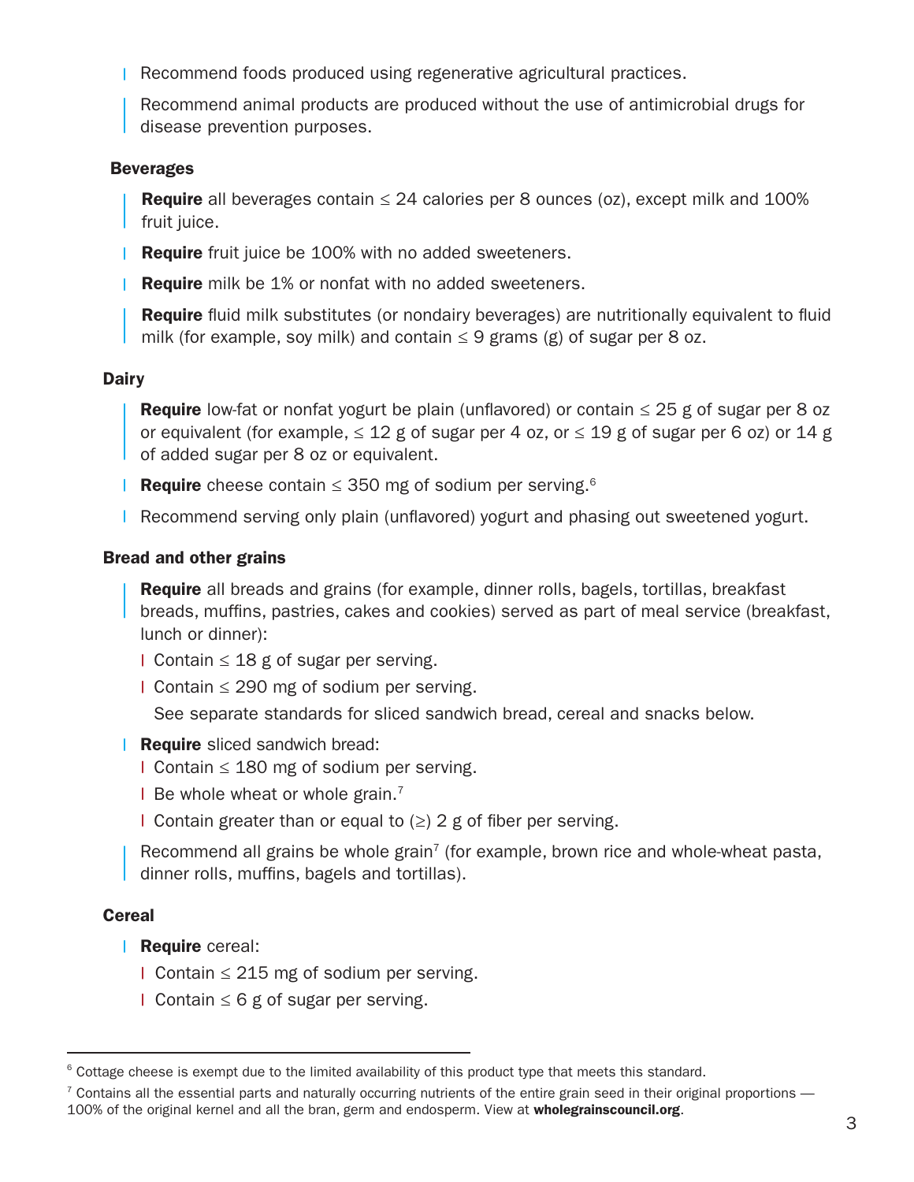- Recommend foods produced using regenerative agricultural practices.
- Recommend animal products are produced without the use of antimicrobial drugs for disease prevention purposes.

### Beverages

- **Require** all beverages contain ≤ 24 calories per 8 ounces (oz), except milk and 100% fruit juice.
- **Require** fruit juice be 100% with no added sweeteners.
- **Require** milk be 1% or nonfat with no added sweeteners.
- **Require** fluid milk substitutes (or nondairy beverages) are nutritionally equivalent to fluid milk (for example, soy milk) and contain ≤ 9 grams (g) of sugar per 8 oz.

### Dairy

- **Require** low-fat or nonfat yogurt be plain (unflavored) or contain ≤ 25 g of sugar per 8 oz or equivalent (for example, ≤ 12 g of sugar per 4 oz, or ≤ 19 g of sugar per 6 oz) or 14 g of added sugar per 8 oz or equivalent.
- **Require** cheese contain ≤ 350 mg of sodium per serving.[6]
- Recommend serving only plain (unflavored) yogurt and phasing out sweetened yogurt.

### Bread and other grains

- **Require** all breads and grains (for example, dinner rolls, bagels, tortillas, breakfast breads, muffins, pastries, cakes and cookies) served as part of meal service (breakfast, lunch or dinner):
  - Contain ≤ 18 g of sugar per serving.
  - Contain ≤ 290 mg of sodium per serving.

  See separate standards for sliced sandwich bread, cereal and snacks below.
- **Require** sliced sandwich bread:
  - Contain ≤ 180 mg of sodium per serving.
  - Be whole wheat or whole grain.[7]
  - Contain greater than or equal to (≥) 2 g of fiber per serving.
- Recommend all grains be whole grain[7] (for example, brown rice and whole-wheat pasta, dinner rolls, muffins, bagels and tortillas).

### Cereal

- **Require** cereal:
  - Contain ≤ 215 mg of sodium per serving.
  - Contain ≤ 6 g of sugar per serving.

---

[6] Cottage cheese is exempt due to the limited availability of this product type that meets this standard.

[7] Contains all the essential parts and naturally occurring nutrients of the entire grain seed in their original proportions — 100% of the original kernel and all the bran, germ and endosperm. View at **wholegrainscouncil.org**.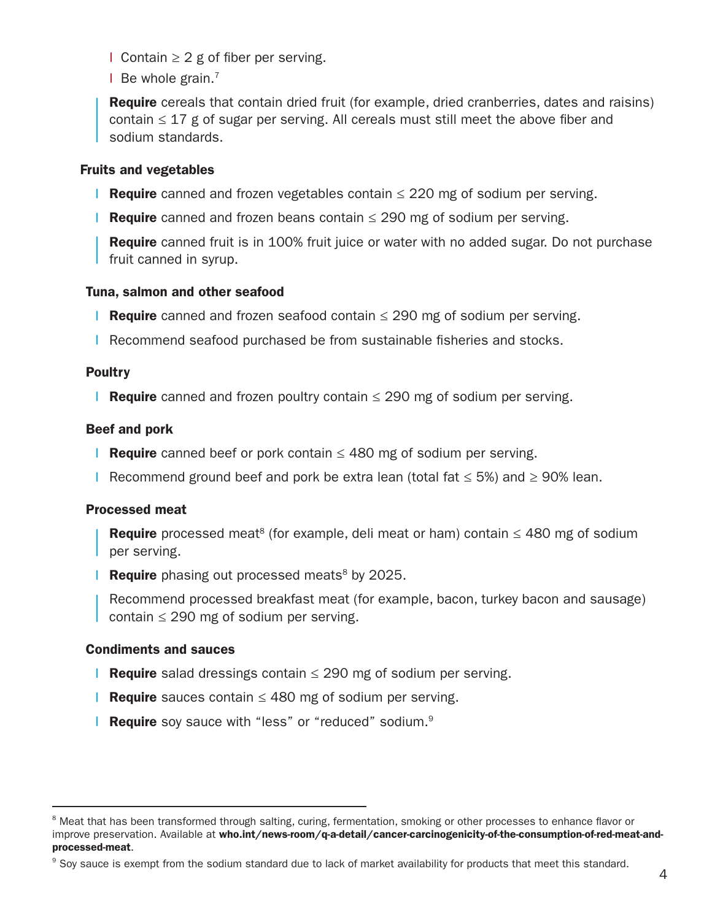- Contain ≥ 2 g of fiber per serving.
- Be whole grain.[7]

**Require** cereals that contain dried fruit (for example, dried cranberries, dates and raisins) contain ≤ 17 g of sugar per serving. All cereals must still meet the above fiber and sodium standards.

### Fruits and vegetables

- **Require** canned and frozen vegetables contain ≤ 220 mg of sodium per serving.
- **Require** canned and frozen beans contain ≤ 290 mg of sodium per serving.
- **Require** canned fruit is in 100% fruit juice or water with no added sugar. Do not purchase fruit canned in syrup.

### Tuna, salmon and other seafood

- **Require** canned and frozen seafood contain ≤ 290 mg of sodium per serving.
- Recommend seafood purchased be from sustainable fisheries and stocks.

### Poultry

- **Require** canned and frozen poultry contain ≤ 290 mg of sodium per serving.

### Beef and pork

- **Require** canned beef or pork contain ≤ 480 mg of sodium per serving.
- Recommend ground beef and pork be extra lean (total fat ≤ 5%) and ≥ 90% lean.

### Processed meat

- **Require** processed meat[8] (for example, deli meat or ham) contain ≤ 480 mg of sodium per serving.
- **Require** phasing out processed meats[8] by 2025.
- Recommend processed breakfast meat (for example, bacon, turkey bacon and sausage) contain ≤ 290 mg of sodium per serving.

### Condiments and sauces

- **Require** salad dressings contain ≤ 290 mg of sodium per serving.
- **Require** sauces contain ≤ 480 mg of sodium per serving.
- **Require** soy sauce with "less" or "reduced" sodium.[9]

---

[8] Meat that has been transformed through salting, curing, fermentation, smoking or other processes to enhance flavor or improve preservation. Available at **who.int/news-room/q-a-detail/cancer-carcinogenicity-of-the-consumption-of-red-meat-and-processed-meat**.

[9] Soy sauce is exempt from the sodium standard due to lack of market availability for products that meet this standard.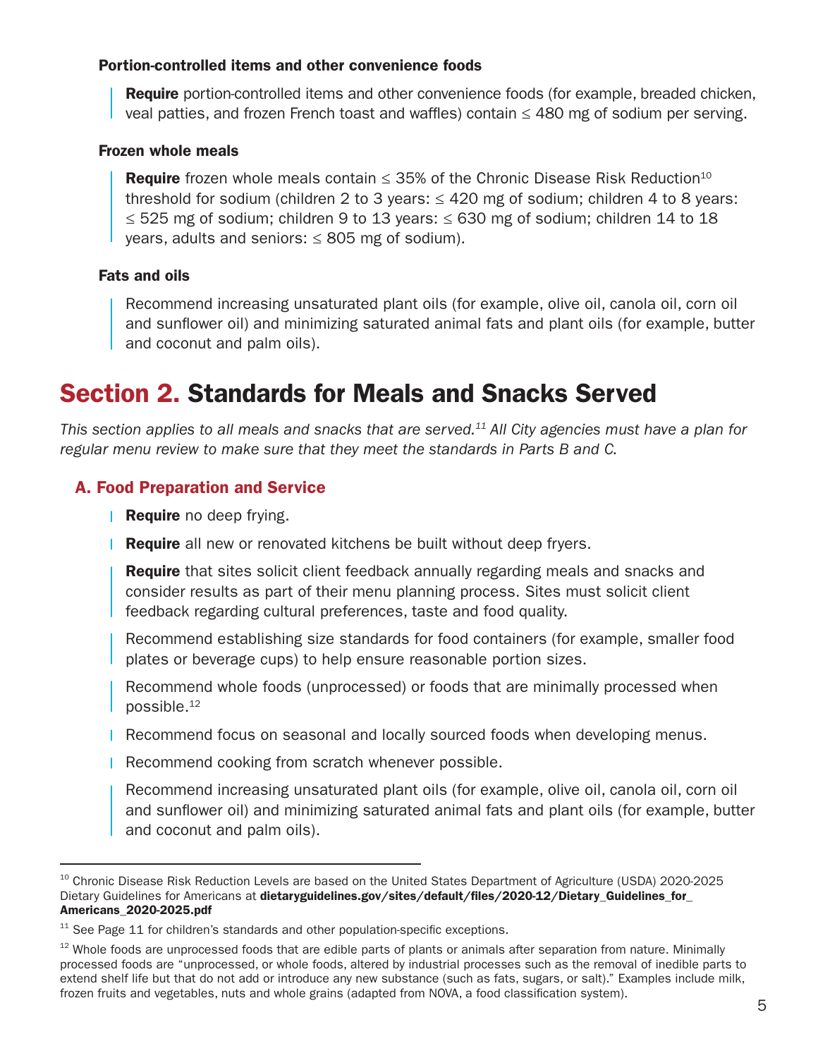### Portion-controlled items and other convenience foods

**Require** portion-controlled items and other convenience foods (for example, breaded chicken, veal patties, and frozen French toast and waffles) contain ≤ 480 mg of sodium per serving.

### Frozen whole meals

**Require** frozen whole meals contain ≤ 35% of the Chronic Disease Risk Reduction[10] threshold for sodium (children 2 to 3 years: ≤ 420 mg of sodium; children 4 to 8 years: ≤ 525 mg of sodium; children 9 to 13 years: ≤ 630 mg of sodium; children 14 to 18 years, adults and seniors: ≤ 805 mg of sodium).

### Fats and oils

Recommend increasing unsaturated plant oils (for example, olive oil, canola oil, corn oil and sunflower oil) and minimizing saturated animal fats and plant oils (for example, butter and coconut and palm oils).

# Section 2. Standards for Meals and Snacks Served

*This section applies to all meals and snacks that are served.[11] All City agencies must have a plan for regular menu review to make sure that they meet the standards in Parts B and C.*

## A. Food Preparation and Service

**Require** no deep frying.

**Require** all new or renovated kitchens be built without deep fryers.

**Require** that sites solicit client feedback annually regarding meals and snacks and consider results as part of their menu planning process. Sites must solicit client feedback regarding cultural preferences, taste and food quality.

Recommend establishing size standards for food containers (for example, smaller food plates or beverage cups) to help ensure reasonable portion sizes.

Recommend whole foods (unprocessed) or foods that are minimally processed when possible.[12]

Recommend focus on seasonal and locally sourced foods when developing menus.

Recommend cooking from scratch whenever possible.

Recommend increasing unsaturated plant oils (for example, olive oil, canola oil, corn oil and sunflower oil) and minimizing saturated animal fats and plant oils (for example, butter and coconut and palm oils).

---

[10] Chronic Disease Risk Reduction Levels are based on the United States Department of Agriculture (USDA) 2020-2025 Dietary Guidelines for Americans at **dietaryguidelines.gov/sites/default/files/2020-12/Dietary_Guidelines_for_Americans_2020-2025.pdf**

[11] See Page 11 for children's standards and other population-specific exceptions.

[12] Whole foods are unprocessed foods that are edible parts of plants or animals after separation from nature. Minimally processed foods are "unprocessed, or whole foods, altered by industrial processes such as the removal of inedible parts to extend shelf life but that do not add or introduce any new substance (such as fats, sugars, or salt)." Examples include milk, frozen fruits and vegetables, nuts and whole grains (adapted from NOVA, a food classification system).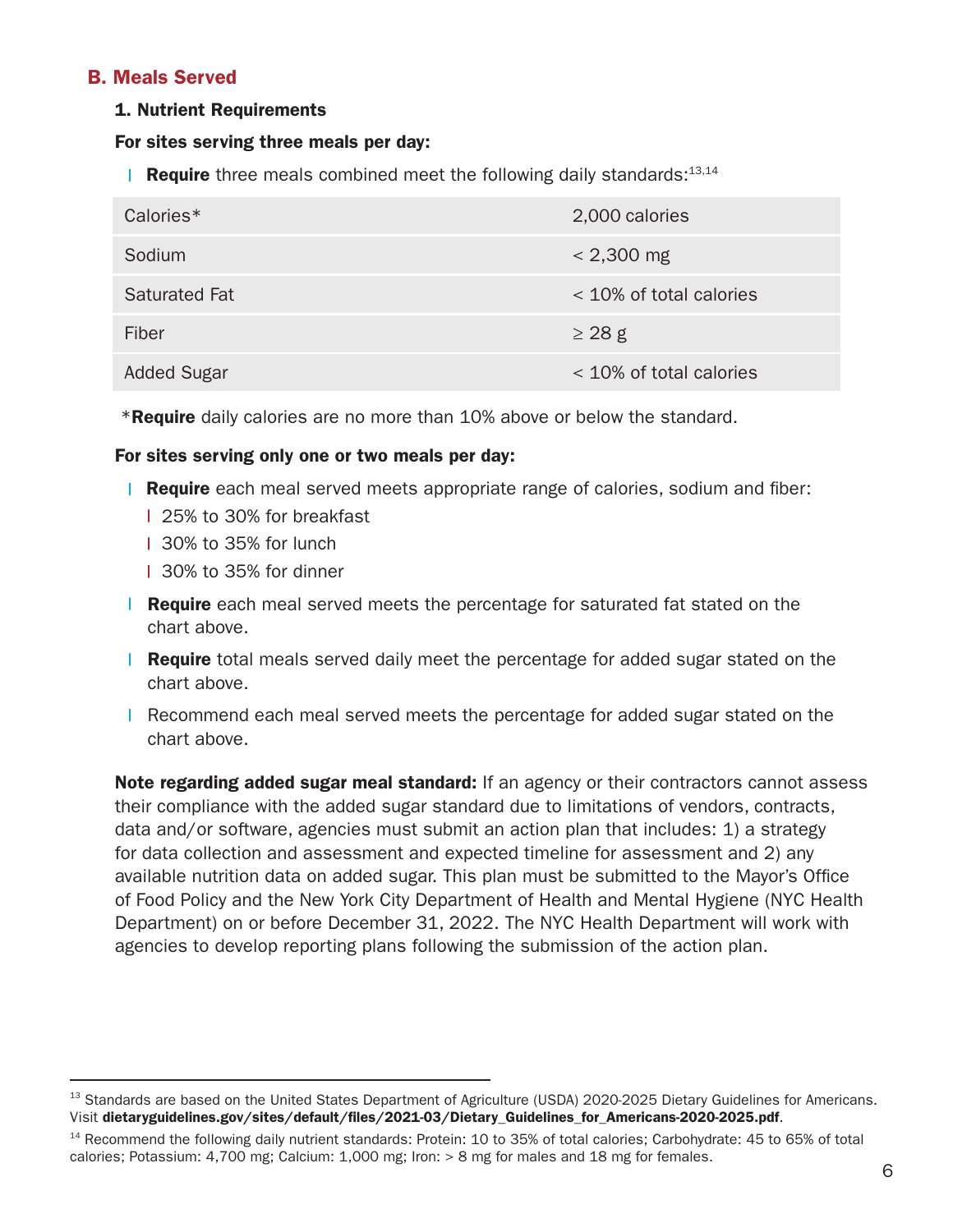## B. Meals Served

### 1. Nutrient Requirements

**For sites serving three meals per day:**

- **Require** three meals combined meet the following daily standards:[13,14]

| Calories* | 2,000 calories |
|---|---|
| Sodium | < 2,300 mg |
| Saturated Fat | < 10% of total calories |
| Fiber | ≥ 28 g |
| Added Sugar | < 10% of total calories |

*__Require__ daily calories are no more than 10% above or below the standard.

**For sites serving only one or two meals per day:**

- **Require** each meal served meets appropriate range of calories, sodium and fiber:
  - 25% to 30% for breakfast
  - 30% to 35% for lunch
  - 30% to 35% for dinner
- **Require** each meal served meets the percentage for saturated fat stated on the chart above.
- **Require** total meals served daily meet the percentage for added sugar stated on the chart above.
- Recommend each meal served meets the percentage for added sugar stated on the chart above.

**Note regarding added sugar meal standard:** If an agency or their contractors cannot assess their compliance with the added sugar standard due to limitations of vendors, contracts, data and/or software, agencies must submit an action plan that includes: 1) a strategy for data collection and assessment and expected timeline for assessment and 2) any available nutrition data on added sugar. This plan must be submitted to the Mayor's Office of Food Policy and the New York City Department of Health and Mental Hygiene (NYC Health Department) on or before December 31, 2022. The NYC Health Department will work with agencies to develop reporting plans following the submission of the action plan.

---

[13] Standards are based on the United States Department of Agriculture (USDA) 2020-2025 Dietary Guidelines for Americans. Visit **dietaryguidelines.gov/sites/default/files/2021-03/Dietary_Guidelines_for_Americans-2020-2025.pdf**.

[14] Recommend the following daily nutrient standards: Protein: 10 to 35% of total calories; Carbohydrate: 45 to 65% of total calories; Potassium: 4,700 mg; Calcium: 1,000 mg; Iron: > 8 mg for males and 18 mg for females.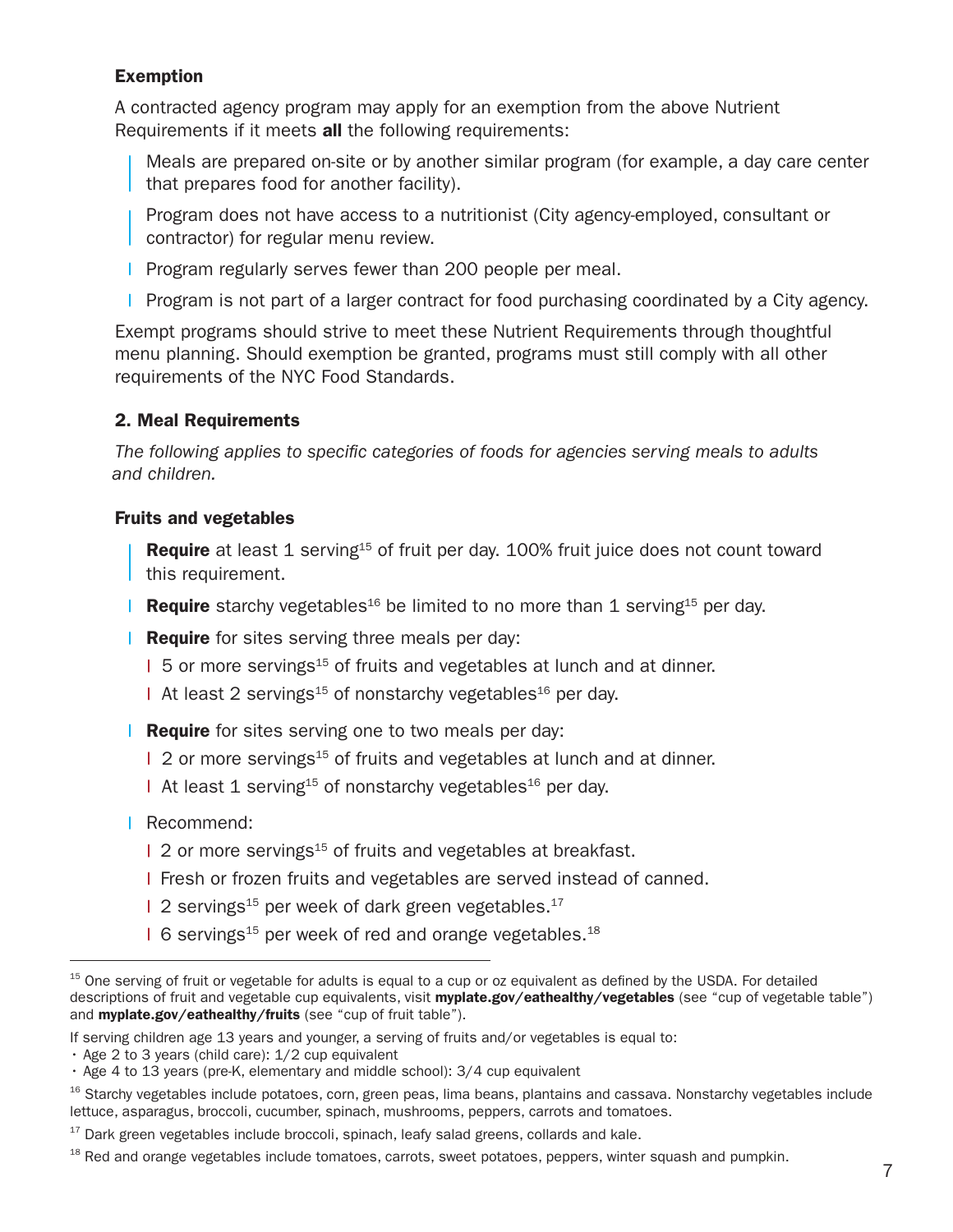### Exemption

A contracted agency program may apply for an exemption from the above Nutrient Requirements if it meets **all** the following requirements:

- Meals are prepared on-site or by another similar program (for example, a day care center that prepares food for another facility).
- Program does not have access to a nutritionist (City agency-employed, consultant or contractor) for regular menu review.
- Program regularly serves fewer than 200 people per meal.
- Program is not part of a larger contract for food purchasing coordinated by a City agency.

Exempt programs should strive to meet these Nutrient Requirements through thoughtful menu planning. Should exemption be granted, programs must still comply with all other requirements of the NYC Food Standards.

### 2. Meal Requirements

*The following applies to specific categories of foods for agencies serving meals to adults and children.*

#### Fruits and vegetables

- **Require** at least 1 serving[15] of fruit per day. 100% fruit juice does not count toward this requirement.
- **Require** starchy vegetables[16] be limited to no more than 1 serving[15] per day.
- **Require** for sites serving three meals per day:
  - 5 or more servings[15] of fruits and vegetables at lunch and at dinner.
  - At least 2 servings[15] of nonstarchy vegetables[16] per day.
- **Require** for sites serving one to two meals per day:
  - 2 or more servings[15] of fruits and vegetables at lunch and at dinner.
  - At least 1 serving[15] of nonstarchy vegetables[16] per day.
- Recommend:
  - 2 or more servings[15] of fruits and vegetables at breakfast.
  - Fresh or frozen fruits and vegetables are served instead of canned.
  - 2 servings[15] per week of dark green vegetables.[17]
  - 6 servings[15] per week of red and orange vegetables.[18]

---

[15] One serving of fruit or vegetable for adults is equal to a cup or oz equivalent as defined by the USDA. For detailed descriptions of fruit and vegetable cup equivalents, visit **myplate.gov/eathealthy/vegetables** (see "cup of vegetable table") and **myplate.gov/eathealthy/fruits** (see "cup of fruit table").

If serving children age 13 years and younger, a serving of fruits and/or vegetables is equal to:

- Age 2 to 3 years (child care): 1/2 cup equivalent
- Age 4 to 13 years (pre-K, elementary and middle school): 3/4 cup equivalent

[16] Starchy vegetables include potatoes, corn, green peas, lima beans, plantains and cassava. Nonstarchy vegetables include lettuce, asparagus, broccoli, cucumber, spinach, mushrooms, peppers, carrots and tomatoes.

[17] Dark green vegetables include broccoli, spinach, leafy salad greens, collards and kale.

[18] Red and orange vegetables include tomatoes, carrots, sweet potatoes, peppers, winter squash and pumpkin.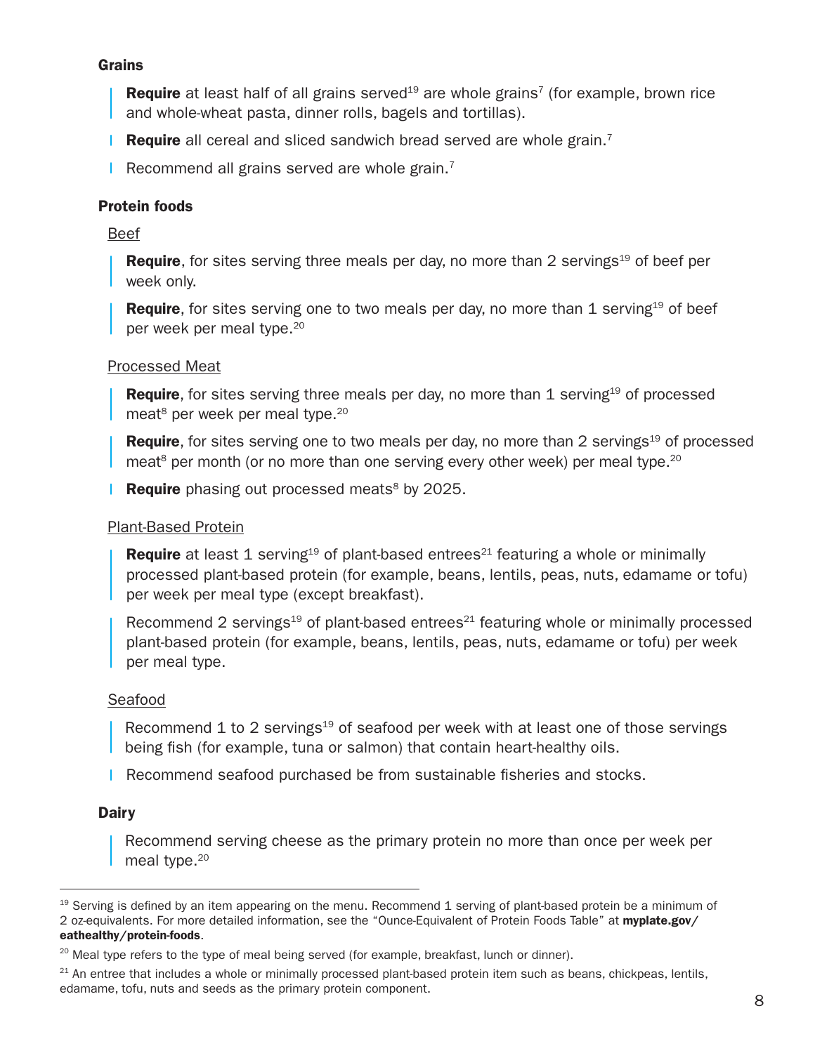### Grains

- **Require** at least half of all grains served[19] are whole grains[7] (for example, brown rice and whole-wheat pasta, dinner rolls, bagels and tortillas).
- **Require** all cereal and sliced sandwich bread served are whole grain.[7]
- Recommend all grains served are whole grain.[7]

### Protein foods

Beef

- **Require**, for sites serving three meals per day, no more than 2 servings[19] of beef per week only.
- **Require**, for sites serving one to two meals per day, no more than 1 serving[19] of beef per week per meal type.[20]

Processed Meat

- **Require**, for sites serving three meals per day, no more than 1 serving[19] of processed meat[8] per week per meal type.[20]
- **Require**, for sites serving one to two meals per day, no more than 2 servings[19] of processed meat[8] per month (or no more than one serving every other week) per meal type.[20]
- **Require** phasing out processed meats[8] by 2025.

Plant-Based Protein

- **Require** at least 1 serving[19] of plant-based entrees[21] featuring a whole or minimally processed plant-based protein (for example, beans, lentils, peas, nuts, edamame or tofu) per week per meal type (except breakfast).
- Recommend 2 servings[19] of plant-based entrees[21] featuring whole or minimally processed plant-based protein (for example, beans, lentils, peas, nuts, edamame or tofu) per week per meal type.

Seafood

- Recommend 1 to 2 servings[19] of seafood per week with at least one of those servings being fish (for example, tuna or salmon) that contain heart-healthy oils.
- Recommend seafood purchased be from sustainable fisheries and stocks.

### Dairy

- Recommend serving cheese as the primary protein no more than once per week per meal type.[20]

---

[19] Serving is defined by an item appearing on the menu. Recommend 1 serving of plant-based protein be a minimum of 2 oz-equivalents. For more detailed information, see the "Ounce-Equivalent of Protein Foods Table" at **myplate.gov/eathealthy/protein-foods**.

[20] Meal type refers to the type of meal being served (for example, breakfast, lunch or dinner).

[21] An entree that includes a whole or minimally processed plant-based protein item such as beans, chickpeas, lentils, edamame, tofu, nuts and seeds as the primary protein component.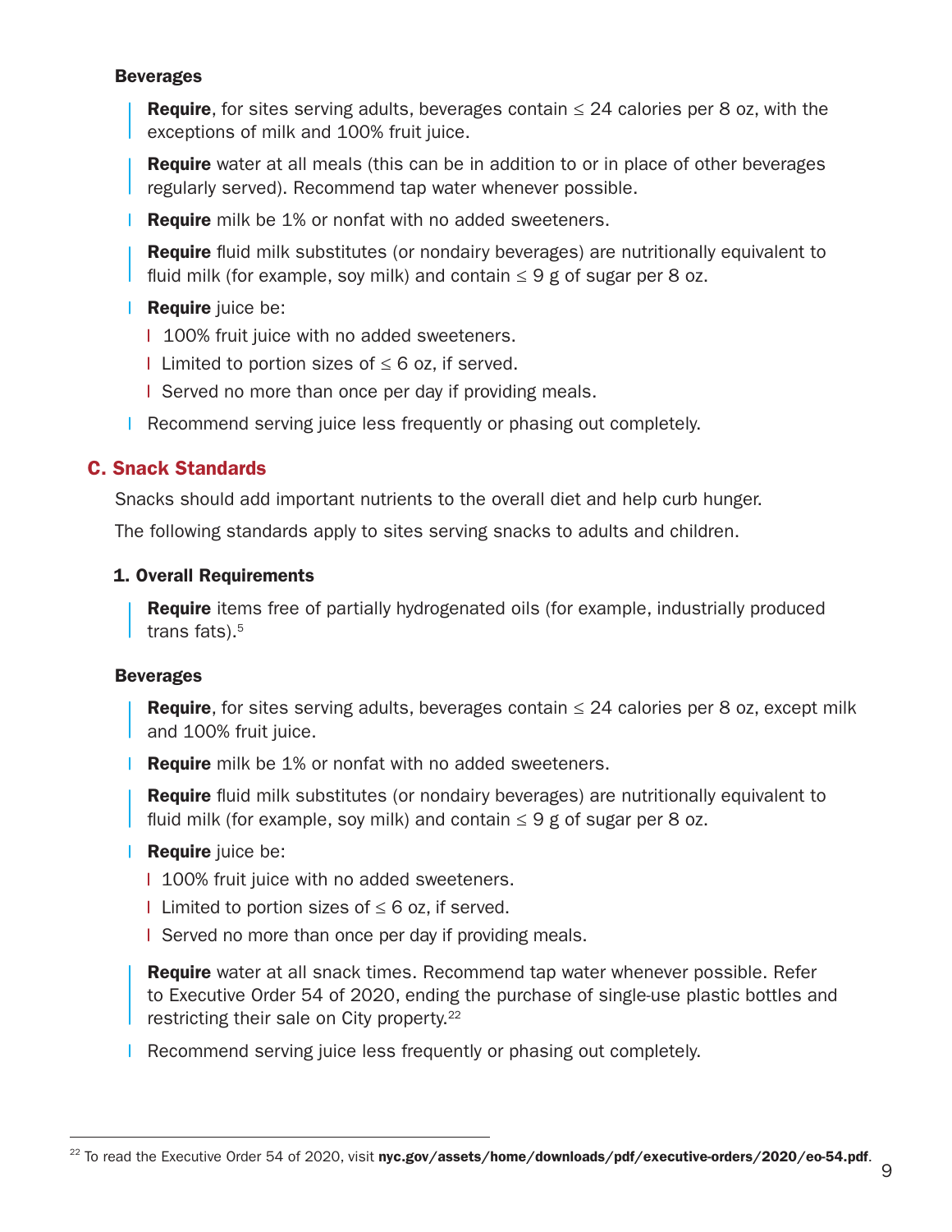**Beverages**

- **Require**, for sites serving adults, beverages contain ≤ 24 calories per 8 oz, with the exceptions of milk and 100% fruit juice.
- **Require** water at all meals (this can be in addition to or in place of other beverages regularly served). Recommend tap water whenever possible.
- **Require** milk be 1% or nonfat with no added sweeteners.
- **Require** fluid milk substitutes (or nondairy beverages) are nutritionally equivalent to fluid milk (for example, soy milk) and contain ≤ 9 g of sugar per 8 oz.
- **Require** juice be:
  - 100% fruit juice with no added sweeteners.
  - Limited to portion sizes of ≤ 6 oz, if served.
  - Served no more than once per day if providing meals.
- Recommend serving juice less frequently or phasing out completely.

## C. Snack Standards

Snacks should add important nutrients to the overall diet and help curb hunger.

The following standards apply to sites serving snacks to adults and children.

### 1. Overall Requirements

- **Require** items free of partially hydrogenated oils (for example, industrially produced trans fats).[5]

**Beverages**

- **Require**, for sites serving adults, beverages contain ≤ 24 calories per 8 oz, except milk and 100% fruit juice.
- **Require** milk be 1% or nonfat with no added sweeteners.
- **Require** fluid milk substitutes (or nondairy beverages) are nutritionally equivalent to fluid milk (for example, soy milk) and contain ≤ 9 g of sugar per 8 oz.
- **Require** juice be:
  - 100% fruit juice with no added sweeteners.
  - Limited to portion sizes of ≤ 6 oz, if served.
  - Served no more than once per day if providing meals.
- **Require** water at all snack times. Recommend tap water whenever possible. Refer to Executive Order 54 of 2020, ending the purchase of single-use plastic bottles and restricting their sale on City property.[22]
- Recommend serving juice less frequently or phasing out completely.

---

[22] To read the Executive Order 54 of 2020, visit **nyc.gov/assets/home/downloads/pdf/executive-orders/2020/eo-54.pdf**.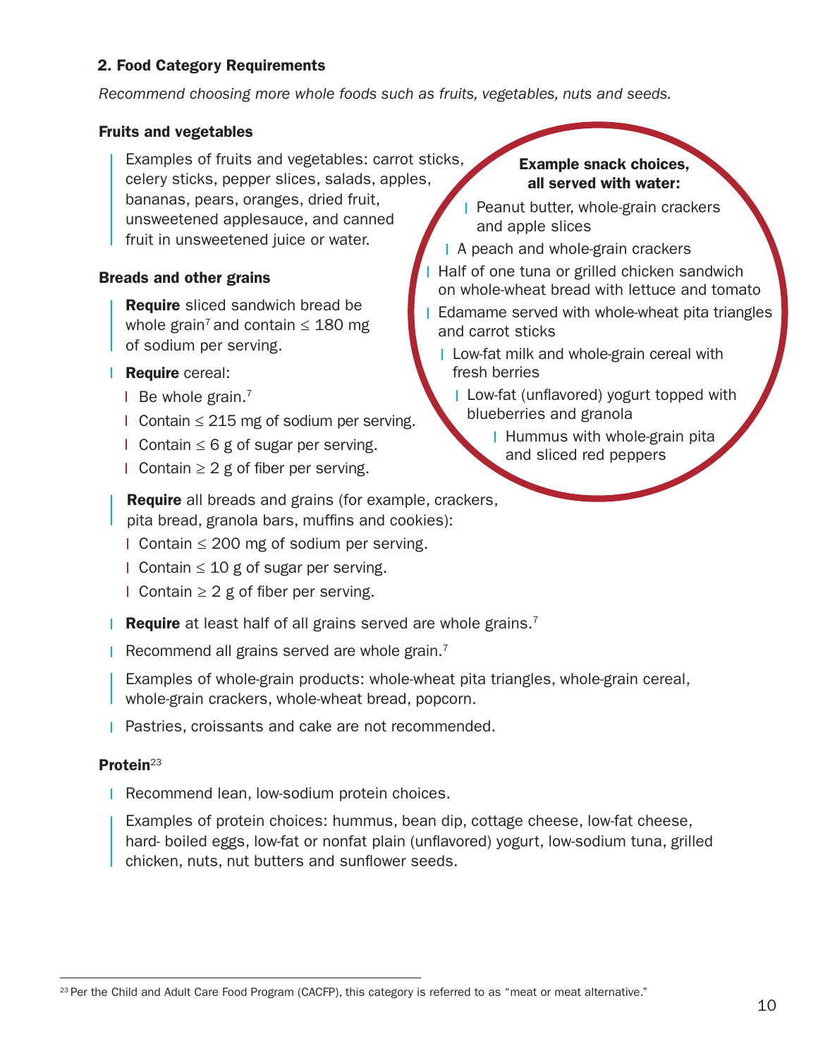## 2. Food Category Requirements

*Recommend choosing more whole foods such as fruits, vegetables, nuts and seeds.*

### Fruits and vegetables

- Examples of fruits and vegetables: carrot sticks, celery sticks, pepper slices, salads, apples, bananas, pears, oranges, dried fruit, unsweetened applesauce, and canned fruit in unsweetened juice or water.

### Breads and other grains

- **Require** sliced sandwich bread be whole grain[7] and contain ≤ 180 mg of sodium per serving.
- **Require** cereal:
  - Be whole grain.[7]
  - Contain ≤ 215 mg of sodium per serving.
  - Contain ≤ 6 g of sugar per serving.
  - Contain ≥ 2 g of fiber per serving.
- **Require** all breads and grains (for example, crackers, pita bread, granola bars, muffins and cookies):
  - Contain ≤ 200 mg of sodium per serving.
  - Contain ≤ 10 g of sugar per serving.
  - Contain ≥ 2 g of fiber per serving.
- **Require** at least half of all grains served are whole grains.[7]
- Recommend all grains served are whole grain.[7]
- Examples of whole-grain products: whole-wheat pita triangles, whole-grain cereal, whole-grain crackers, whole-wheat bread, popcorn.
- Pastries, croissants and cake are not recommended.

**Example snack choices, all served with water:**

- Peanut butter, whole-grain crackers and apple slices
- A peach and whole-grain crackers
- Half of one tuna or grilled chicken sandwich on whole-wheat bread with lettuce and tomato
- Edamame served with whole-wheat pita triangles and carrot sticks
- Low-fat milk and whole-grain cereal with fresh berries
- Low-fat (unflavored) yogurt topped with blueberries and granola
- Hummus with whole-grain pita and sliced red peppers

### Protein[23]

- Recommend lean, low-sodium protein choices.
- Examples of protein choices: hummus, bean dip, cottage cheese, low-fat cheese, hard- boiled eggs, low-fat or nonfat plain (unflavored) yogurt, low-sodium tuna, grilled chicken, nuts, nut butters and sunflower seeds.

---

[23] Per the Child and Adult Care Food Program (CACFP), this category is referred to as "meat or meat alternative."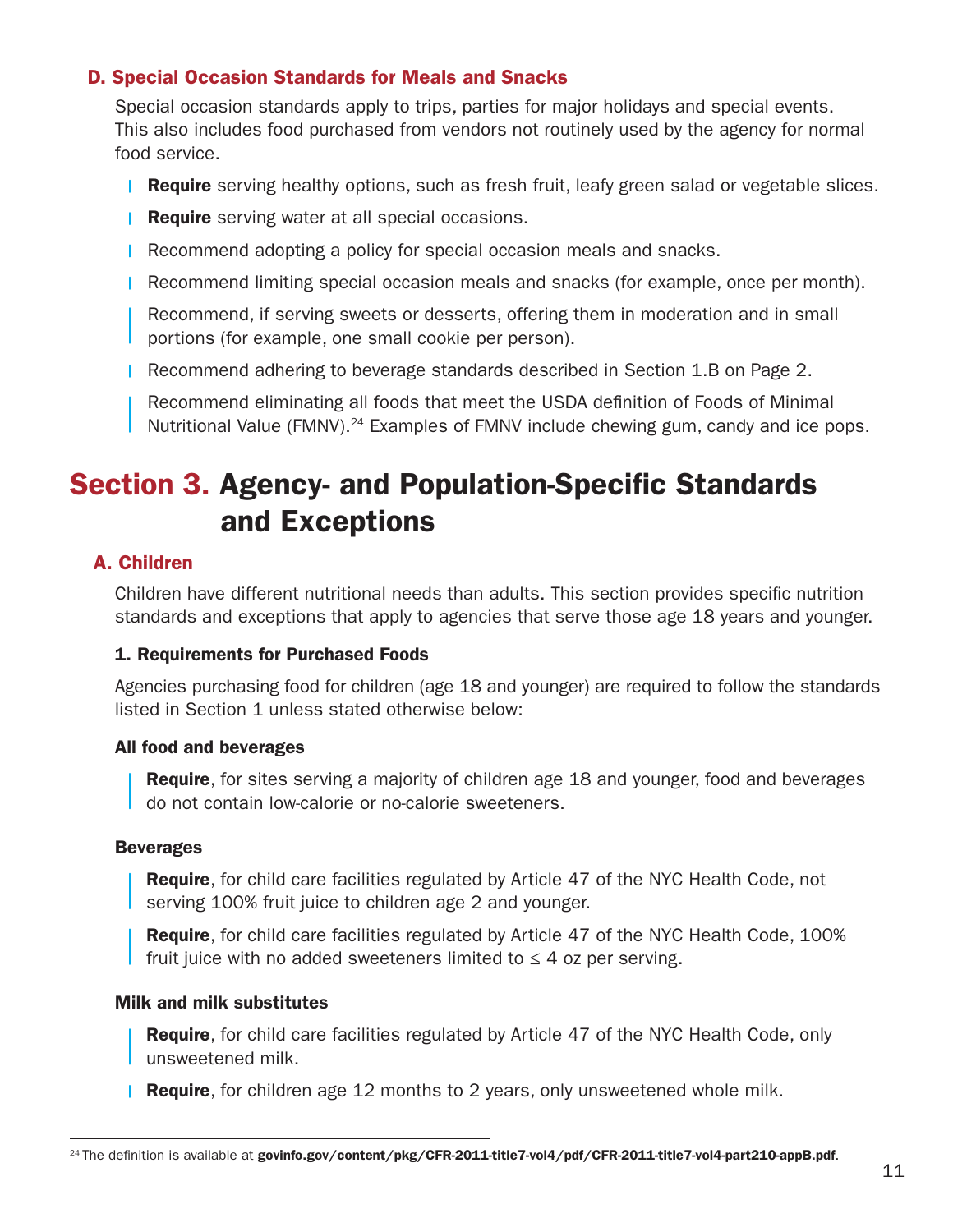### D. Special Occasion Standards for Meals and Snacks

Special occasion standards apply to trips, parties for major holidays and special events. This also includes food purchased from vendors not routinely used by the agency for normal food service.

- **Require** serving healthy options, such as fresh fruit, leafy green salad or vegetable slices.
- **Require** serving water at all special occasions.
- Recommend adopting a policy for special occasion meals and snacks.
- Recommend limiting special occasion meals and snacks (for example, once per month).
- Recommend, if serving sweets or desserts, offering them in moderation and in small portions (for example, one small cookie per person).
- Recommend adhering to beverage standards described in Section 1.B on Page 2.
- Recommend eliminating all foods that meet the USDA definition of Foods of Minimal Nutritional Value (FMNV).[24] Examples of FMNV include chewing gum, candy and ice pops.

# Section 3. Agency- and Population-Specific Standards and Exceptions

## A. Children

Children have different nutritional needs than adults. This section provides specific nutrition standards and exceptions that apply to agencies that serve those age 18 years and younger.

### 1. Requirements for Purchased Foods

Agencies purchasing food for children (age 18 and younger) are required to follow the standards listed in Section 1 unless stated otherwise below:

#### All food and beverages

- **Require**, for sites serving a majority of children age 18 and younger, food and beverages do not contain low-calorie or no-calorie sweeteners.

#### Beverages

- **Require**, for child care facilities regulated by Article 47 of the NYC Health Code, not serving 100% fruit juice to children age 2 and younger.
- **Require**, for child care facilities regulated by Article 47 of the NYC Health Code, 100% fruit juice with no added sweeteners limited to ≤ 4 oz per serving.

#### Milk and milk substitutes

- **Require**, for child care facilities regulated by Article 47 of the NYC Health Code, only unsweetened milk.
- **Require**, for children age 12 months to 2 years, only unsweetened whole milk.

---

[24] The definition is available at **govinfo.gov/content/pkg/CFR-2011-title7-vol4/pdf/CFR-2011-title7-vol4-part210-appB.pdf**.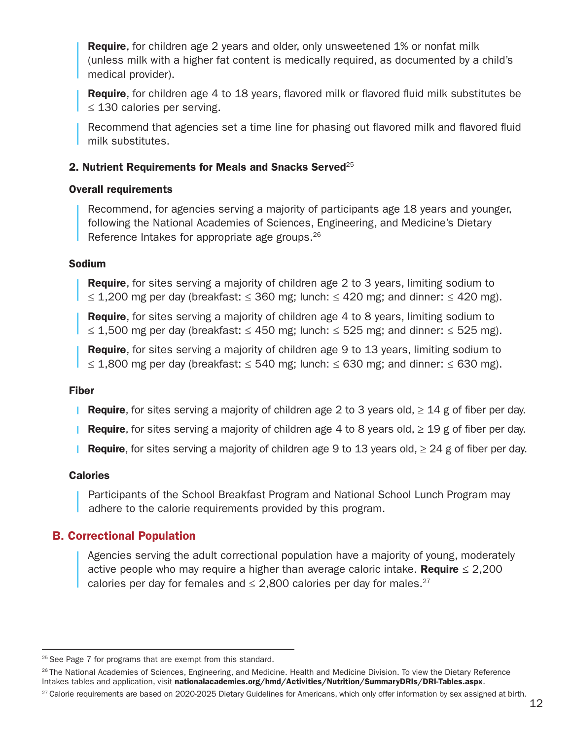**Require**, for children age 2 years and older, only unsweetened 1% or nonfat milk (unless milk with a higher fat content is medically required, as documented by a child's medical provider).

**Require**, for children age 4 to 18 years, flavored milk or flavored fluid milk substitutes be ≤ 130 calories per serving.

Recommend that agencies set a time line for phasing out flavored milk and flavored fluid milk substitutes.

### 2. Nutrient Requirements for Meals and Snacks Served[25]

#### Overall requirements

Recommend, for agencies serving a majority of participants age 18 years and younger, following the National Academies of Sciences, Engineering, and Medicine's Dietary Reference Intakes for appropriate age groups.[26]

#### Sodium

**Require**, for sites serving a majority of children age 2 to 3 years, limiting sodium to ≤ 1,200 mg per day (breakfast: ≤ 360 mg; lunch: ≤ 420 mg; and dinner: ≤ 420 mg).

**Require**, for sites serving a majority of children age 4 to 8 years, limiting sodium to ≤ 1,500 mg per day (breakfast: ≤ 450 mg; lunch: ≤ 525 mg; and dinner: ≤ 525 mg).

**Require**, for sites serving a majority of children age 9 to 13 years, limiting sodium to ≤ 1,800 mg per day (breakfast: ≤ 540 mg; lunch: ≤ 630 mg; and dinner: ≤ 630 mg).

#### Fiber

**Require**, for sites serving a majority of children age 2 to 3 years old, ≥ 14 g of fiber per day.

**Require**, for sites serving a majority of children age 4 to 8 years old, ≥ 19 g of fiber per day.

**Require**, for sites serving a majority of children age 9 to 13 years old, ≥ 24 g of fiber per day.

#### Calories

Participants of the School Breakfast Program and National School Lunch Program may adhere to the calorie requirements provided by this program.

## B. Correctional Population

Agencies serving the adult correctional population have a majority of young, moderately active people who may require a higher than average caloric intake. **Require** ≤ 2,200 calories per day for females and ≤ 2,800 calories per day for males.[27]

---

[25] See Page 7 for programs that are exempt from this standard.

[26] The National Academies of Sciences, Engineering, and Medicine. Health and Medicine Division. To view the Dietary Reference Intakes tables and application, visit **nationalacademies.org/hmd/Activities/Nutrition/SummaryDRIs/DRI-Tables.aspx**.

[27] Calorie requirements are based on 2020-2025 Dietary Guidelines for Americans, which only offer information by sex assigned at birth.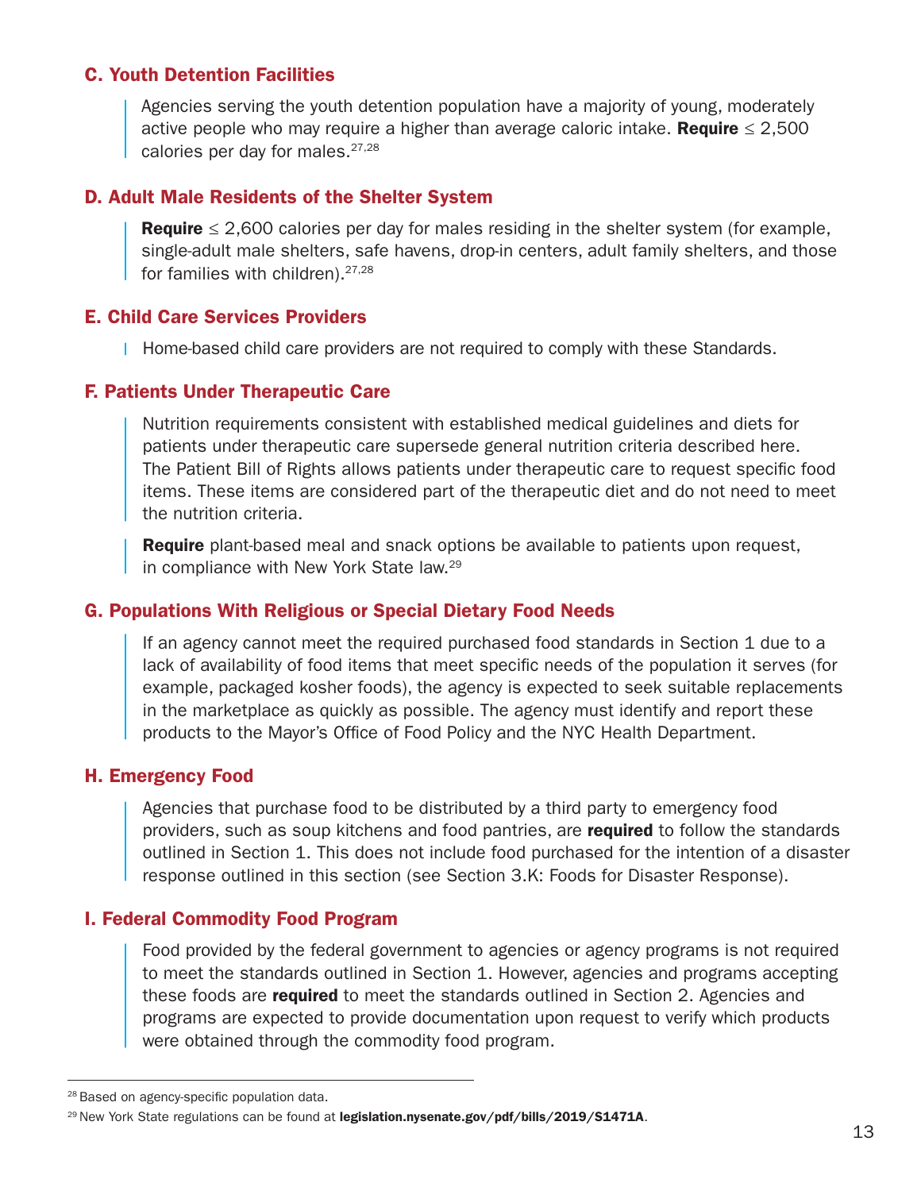### C. Youth Detention Facilities

Agencies serving the youth detention population have a majority of young, moderately active people who may require a higher than average caloric intake. **Require** ≤ 2,500 calories per day for males.[27,28]

### D. Adult Male Residents of the Shelter System

**Require** ≤ 2,600 calories per day for males residing in the shelter system (for example, single-adult male shelters, safe havens, drop-in centers, adult family shelters, and those for families with children).[27,28]

### E. Child Care Services Providers

Home-based child care providers are not required to comply with these Standards.

### F. Patients Under Therapeutic Care

Nutrition requirements consistent with established medical guidelines and diets for patients under therapeutic care supersede general nutrition criteria described here. The Patient Bill of Rights allows patients under therapeutic care to request specific food items. These items are considered part of the therapeutic diet and do not need to meet the nutrition criteria.

**Require** plant-based meal and snack options be available to patients upon request, in compliance with New York State law.[29]

### G. Populations With Religious or Special Dietary Food Needs

If an agency cannot meet the required purchased food standards in Section 1 due to a lack of availability of food items that meet specific needs of the population it serves (for example, packaged kosher foods), the agency is expected to seek suitable replacements in the marketplace as quickly as possible. The agency must identify and report these products to the Mayor's Office of Food Policy and the NYC Health Department.

### H. Emergency Food

Agencies that purchase food to be distributed by a third party to emergency food providers, such as soup kitchens and food pantries, are **required** to follow the standards outlined in Section 1. This does not include food purchased for the intention of a disaster response outlined in this section (see Section 3.K: Foods for Disaster Response).

### I. Federal Commodity Food Program

Food provided by the federal government to agencies or agency programs is not required to meet the standards outlined in Section 1. However, agencies and programs accepting these foods are **required** to meet the standards outlined in Section 2. Agencies and programs are expected to provide documentation upon request to verify which products were obtained through the commodity food program.

---

[28] Based on agency-specific population data.

[29] New York State regulations can be found at **legislation.nysenate.gov/pdf/bills/2019/S1471A**.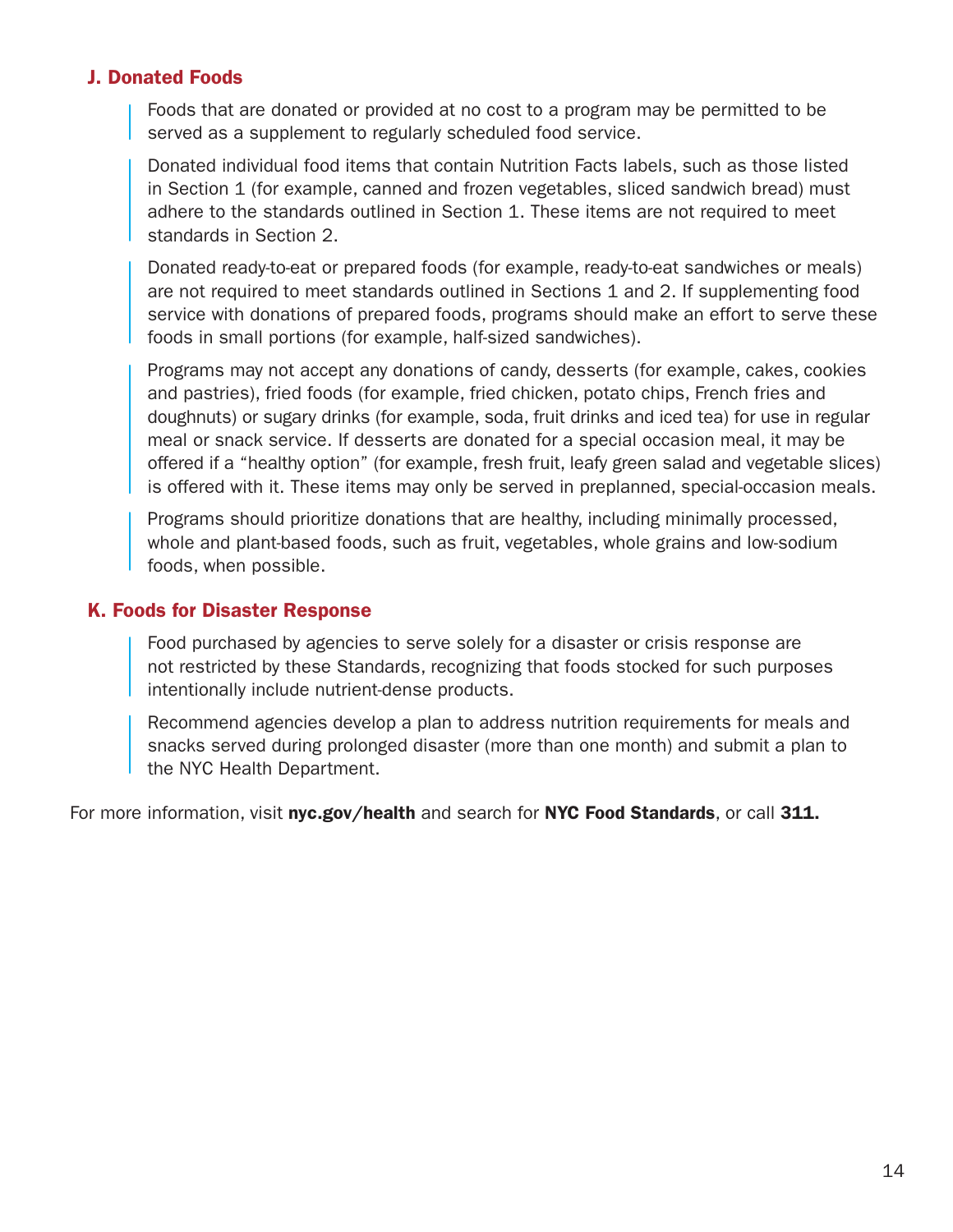## J. Donated Foods

Foods that are donated or provided at no cost to a program may be permitted to be served as a supplement to regularly scheduled food service.

Donated individual food items that contain Nutrition Facts labels, such as those listed in Section 1 (for example, canned and frozen vegetables, sliced sandwich bread) must adhere to the standards outlined in Section 1. These items are not required to meet standards in Section 2.

Donated ready-to-eat or prepared foods (for example, ready-to-eat sandwiches or meals) are not required to meet standards outlined in Sections 1 and 2. If supplementing food service with donations of prepared foods, programs should make an effort to serve these foods in small portions (for example, half-sized sandwiches).

Programs may not accept any donations of candy, desserts (for example, cakes, cookies and pastries), fried foods (for example, fried chicken, potato chips, French fries and doughnuts) or sugary drinks (for example, soda, fruit drinks and iced tea) for use in regular meal or snack service. If desserts are donated for a special occasion meal, it may be offered if a "healthy option" (for example, fresh fruit, leafy green salad and vegetable slices) is offered with it. These items may only be served in preplanned, special-occasion meals.

Programs should prioritize donations that are healthy, including minimally processed, whole and plant-based foods, such as fruit, vegetables, whole grains and low-sodium foods, when possible.

## K. Foods for Disaster Response

Food purchased by agencies to serve solely for a disaster or crisis response are not restricted by these Standards, recognizing that foods stocked for such purposes intentionally include nutrient-dense products.

Recommend agencies develop a plan to address nutrition requirements for meals and snacks served during prolonged disaster (more than one month) and submit a plan to the NYC Health Department.

For more information, visit **nyc.gov/health** and search for **NYC Food Standards**, or call **311.**